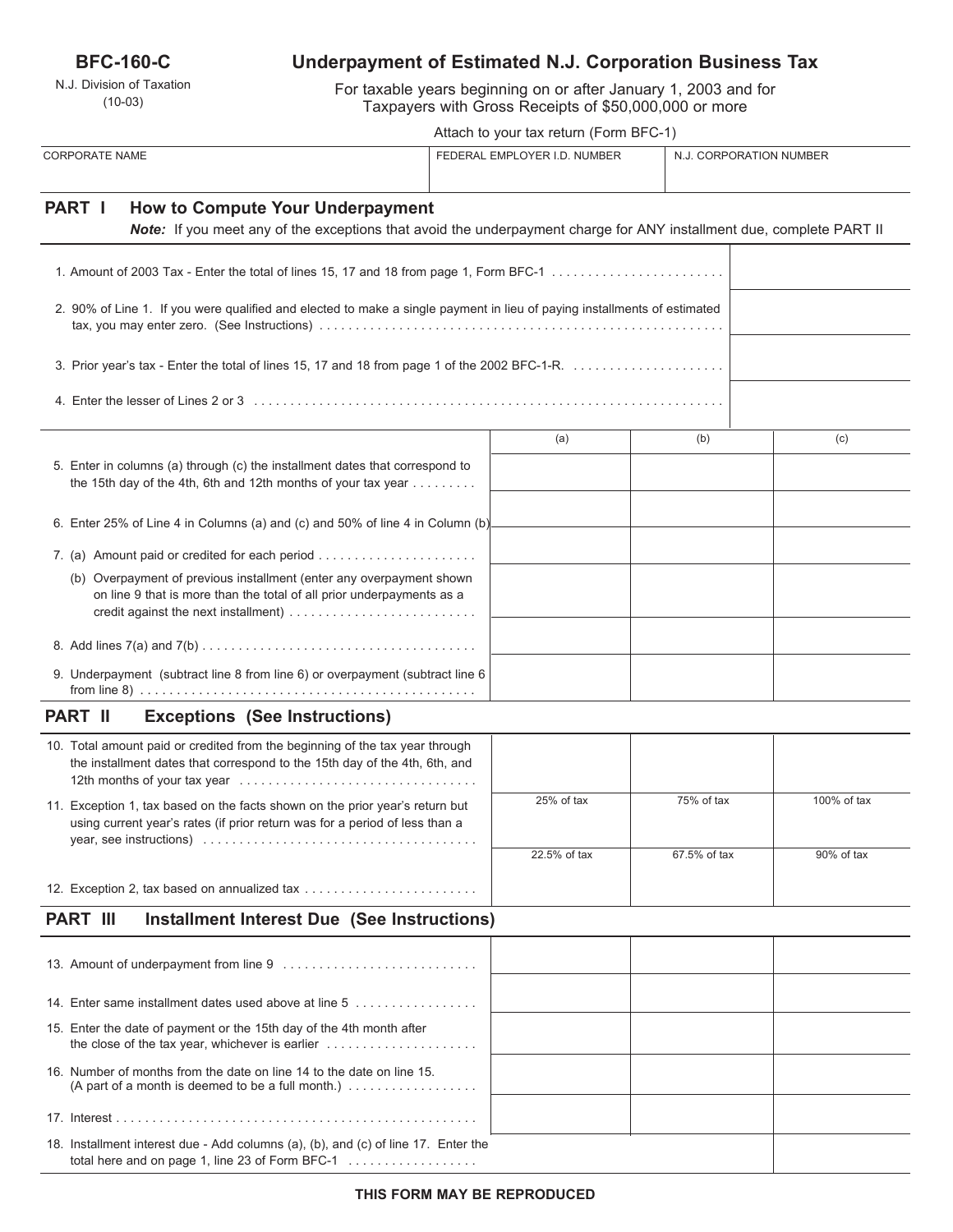**BFC-160-C**

N.J. Division of Taxation
(10-03)

# Underpayment of Estimated N.J. Corporation Business Tax

For taxable years beginning on or after January 1, 2003 and for Taxpayers with Gross Receipts of $50,000,000 or more

Attach to your tax return (Form BFC-1)

| CORPORATE NAME | FEDERAL EMPLOYER I.D. NUMBER | N.J. CORPORATION NUMBER |
|---|---|---|
| | | |

## PART I How to Compute Your Underpayment

***Note:*** If you meet any of the exceptions that avoid the underpayment charge for ANY installment due, complete PART II

| | |
|---|---|
| 1. Amount of 2003 Tax - Enter the total of lines 15, 17 and 18 from page 1, Form BFC-1 | |
| 2. 90% of Line 1. If you were qualified and elected to make a single payment in lieu of paying installments of estimated tax, you may enter zero. (See Instructions) | |
| 3. Prior year's tax - Enter the total of lines 15, 17 and 18 from page 1 of the 2002 BFC-1-R. | |
| 4. Enter the lesser of Lines 2 or 3 | |

| | (a) | (b) | (c) |
|---|---|---|---|
| 5. Enter in columns (a) through (c) the installment dates that correspond to the 15th day of the 4th, 6th and 12th months of your tax year | | | |
| 6. Enter 25% of Line 4 in Columns (a) and (c) and 50% of line 4 in Column (b) | | | |
| 7. (a) Amount paid or credited for each period | | | |
| (b) Overpayment of previous installment (enter any overpayment shown on line 9 that is more than the total of all prior underpayments as a credit against the next installment) | | | |
| 8. Add lines 7(a) and 7(b) | | | |
| 9. Underpayment (subtract line 8 from line 6) or overpayment (subtract line 6 from line 8) | | | |

## PART II Exceptions (See Instructions)

| | (a) | (b) | (c) |
|---|---|---|---|
| 10. Total amount paid or credited from the beginning of the tax year through the installment dates that correspond to the 15th day of the 4th, 6th, and 12th months of your tax year | | | |
| 11. Exception 1, tax based on the facts shown on the prior year's return but using current year's rates (if prior return was for a period of less than a year, see instructions) | 25% of tax | 75% of tax | 100% of tax |
| 12. Exception 2, tax based on annualized tax | 22.5% of tax | 67.5% of tax | 90% of tax |

## PART III Installment Interest Due (See Instructions)

| | (a) | (b) | (c) |
|---|---|---|---|
| 13. Amount of underpayment from line 9 | | | |
| 14. Enter same installment dates used above at line 5 | | | |
| 15. Enter the date of payment or the 15th day of the 4th month after the close of the tax year, whichever is earlier | | | |
| 16. Number of months from the date on line 14 to the date on line 15. (A part of a month is deemed to be a full month.) | | | |
| 17. Interest | | | |
| 18. Installment interest due - Add columns (a), (b), and (c) of line 17. Enter the total here and on page 1, line 23 of Form BFC-1 | | | |

**THIS FORM MAY BE REPRODUCED**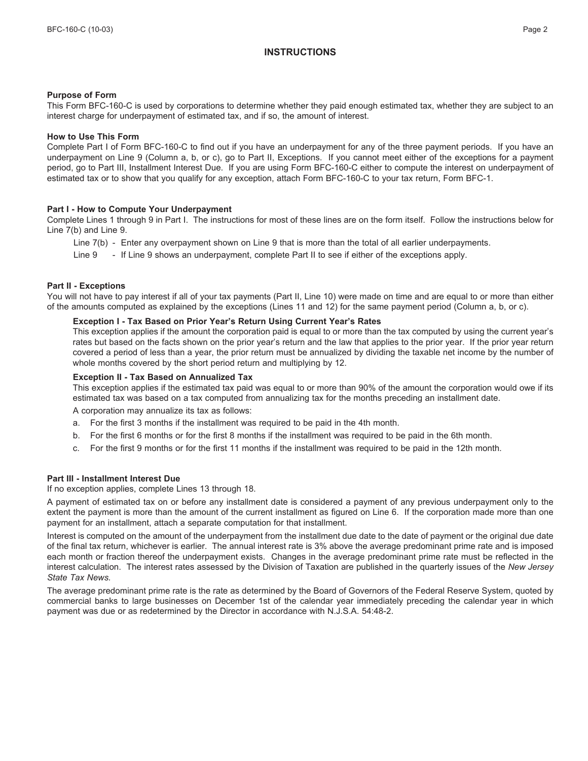# INSTRUCTIONS

**Purpose of Form**

This Form BFC-160-C is used by corporations to determine whether they paid enough estimated tax, whether they are subject to an interest charge for underpayment of estimated tax, and if so, the amount of interest.

**How to Use This Form**

Complete Part I of Form BFC-160-C to find out if you have an underpayment for any of the three payment periods. If you have an underpayment on Line 9 (Column a, b, or c), go to Part II, Exceptions. If you cannot meet either of the exceptions for a payment period, go to Part III, Installment Interest Due. If you are using Form BFC-160-C either to compute the interest on underpayment of estimated tax or to show that you qualify for any exception, attach Form BFC-160-C to your tax return, Form BFC-1.

**Part I - How to Compute Your Underpayment**

Complete Lines 1 through 9 in Part I. The instructions for most of these lines are on the form itself. Follow the instructions below for Line 7(b) and Line 9.

Line 7(b) - Enter any overpayment shown on Line 9 that is more than the total of all earlier underpayments.

Line 9 - If Line 9 shows an underpayment, complete Part II to see if either of the exceptions apply.

**Part II - Exceptions**

You will not have to pay interest if all of your tax payments (Part II, Line 10) were made on time and are equal to or more than either of the amounts computed as explained by the exceptions (Lines 11 and 12) for the same payment period (Column a, b, or c).

**Exception I - Tax Based on Prior Year's Return Using Current Year's Rates**

This exception applies if the amount the corporation paid is equal to or more than the tax computed by using the current year's rates but based on the facts shown on the prior year's return and the law that applies to the prior year. If the prior year return covered a period of less than a year, the prior return must be annualized by dividing the taxable net income by the number of whole months covered by the short period return and multiplying by 12.

**Exception II - Tax Based on Annualized Tax**

This exception applies if the estimated tax paid was equal to or more than 90% of the amount the corporation would owe if its estimated tax was based on a tax computed from annualizing tax for the months preceding an installment date.

A corporation may annualize its tax as follows:

a. For the first 3 months if the installment was required to be paid in the 4th month.
b. For the first 6 months or for the first 8 months if the installment was required to be paid in the 6th month.
c. For the first 9 months or for the first 11 months if the installment was required to be paid in the 12th month.

**Part III - Installment Interest Due**

If no exception applies, complete Lines 13 through 18.

A payment of estimated tax on or before any installment date is considered a payment of any previous underpayment only to the extent the payment is more than the amount of the current installment as figured on Line 6. If the corporation made more than one payment for an installment, attach a separate computation for that installment.

Interest is computed on the amount of the underpayment from the installment due date to the date of payment or the original due date of the final tax return, whichever is earlier. The annual interest rate is 3% above the average predominant prime rate and is imposed each month or fraction thereof the underpayment exists. Changes in the average predominant prime rate must be reflected in the interest calculation. The interest rates assessed by the Division of Taxation are published in the quarterly issues of the *New Jersey State Tax News.*

The average predominant prime rate is the rate as determined by the Board of Governors of the Federal Reserve System, quoted by commercial banks to large businesses on December 1st of the calendar year immediately preceding the calendar year in which payment was due or as redetermined by the Director in accordance with N.J.S.A. 54:48-2.